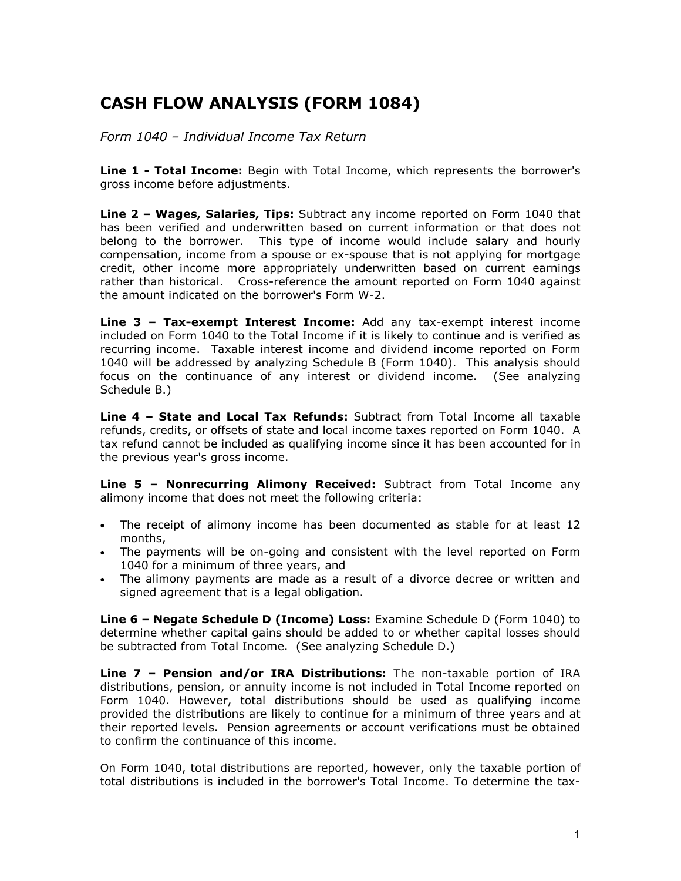# CASH FLOW ANALYSIS (FORM 1084)

*Form 1040 – Individual Income Tax Return*

**Line 1 - Total Income:** Begin with Total Income, which represents the borrower's gross income before adjustments.

**Line 2 – Wages, Salaries, Tips:** Subtract any income reported on Form 1040 that has been verified and underwritten based on current information or that does not belong to the borrower. This type of income would include salary and hourly compensation, income from a spouse or ex-spouse that is not applying for mortgage credit, other income more appropriately underwritten based on current earnings rather than historical. Cross-reference the amount reported on Form 1040 against the amount indicated on the borrower's Form W-2.

**Line 3 – Tax-exempt Interest Income:** Add any tax-exempt interest income included on Form 1040 to the Total Income if it is likely to continue and is verified as recurring income. Taxable interest income and dividend income reported on Form 1040 will be addressed by analyzing Schedule B (Form 1040). This analysis should focus on the continuance of any interest or dividend income. (See analyzing Schedule B.)

**Line 4 – State and Local Tax Refunds:** Subtract from Total Income all taxable refunds, credits, or offsets of state and local income taxes reported on Form 1040. A tax refund cannot be included as qualifying income since it has been accounted for in the previous year's gross income.

**Line 5 – Nonrecurring Alimony Received:** Subtract from Total Income any alimony income that does not meet the following criteria:

- The receipt of alimony income has been documented as stable for at least 12 months,
- The payments will be on-going and consistent with the level reported on Form 1040 for a minimum of three years, and
- The alimony payments are made as a result of a divorce decree or written and signed agreement that is a legal obligation.

**Line 6 – Negate Schedule D (Income) Loss:** Examine Schedule D (Form 1040) to determine whether capital gains should be added to or whether capital losses should be subtracted from Total Income. (See analyzing Schedule D.)

**Line 7 – Pension and/or IRA Distributions:** The non-taxable portion of IRA distributions, pension, or annuity income is not included in Total Income reported on Form 1040. However, total distributions should be used as qualifying income provided the distributions are likely to continue for a minimum of three years and at their reported levels. Pension agreements or account verifications must be obtained to confirm the continuance of this income.

On Form 1040, total distributions are reported, however, only the taxable portion of total distributions is included in the borrower's Total Income. To determine the tax-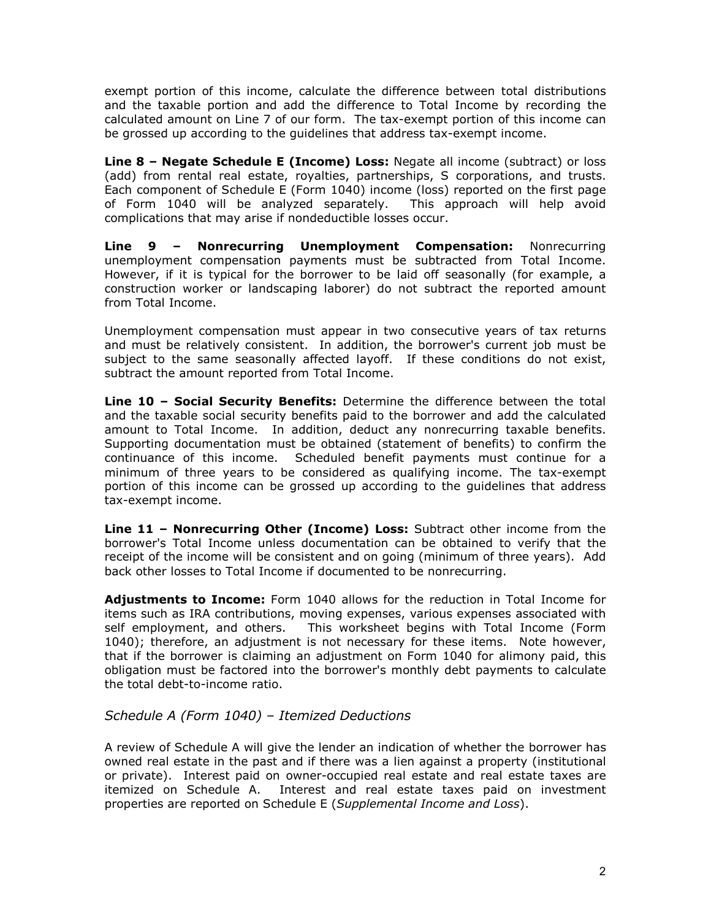exempt portion of this income, calculate the difference between total distributions and the taxable portion and add the difference to Total Income by recording the calculated amount on Line 7 of our form. The tax-exempt portion of this income can be grossed up according to the guidelines that address tax-exempt income.

**Line 8 – Negate Schedule E (Income) Loss:** Negate all income (subtract) or loss (add) from rental real estate, royalties, partnerships, S corporations, and trusts. Each component of Schedule E (Form 1040) income (loss) reported on the first page of Form 1040 will be analyzed separately. This approach will help avoid complications that may arise if nondeductible losses occur.

**Line 9 – Nonrecurring Unemployment Compensation:** Nonrecurring unemployment compensation payments must be subtracted from Total Income. However, if it is typical for the borrower to be laid off seasonally (for example, a construction worker or landscaping laborer) do not subtract the reported amount from Total Income.

Unemployment compensation must appear in two consecutive years of tax returns and must be relatively consistent. In addition, the borrower's current job must be subject to the same seasonally affected layoff. If these conditions do not exist, subtract the amount reported from Total Income.

**Line 10 – Social Security Benefits:** Determine the difference between the total and the taxable social security benefits paid to the borrower and add the calculated amount to Total Income. In addition, deduct any nonrecurring taxable benefits. Supporting documentation must be obtained (statement of benefits) to confirm the continuance of this income. Scheduled benefit payments must continue for a minimum of three years to be considered as qualifying income. The tax-exempt portion of this income can be grossed up according to the guidelines that address tax-exempt income.

**Line 11 – Nonrecurring Other (Income) Loss:** Subtract other income from the borrower's Total Income unless documentation can be obtained to verify that the receipt of the income will be consistent and on going (minimum of three years). Add back other losses to Total Income if documented to be nonrecurring.

**Adjustments to Income:** Form 1040 allows for the reduction in Total Income for items such as IRA contributions, moving expenses, various expenses associated with self employment, and others. This worksheet begins with Total Income (Form 1040); therefore, an adjustment is not necessary for these items. Note however, that if the borrower is claiming an adjustment on Form 1040 for alimony paid, this obligation must be factored into the borrower's monthly debt payments to calculate the total debt-to-income ratio.

### *Schedule A (Form 1040) – Itemized Deductions*

A review of Schedule A will give the lender an indication of whether the borrower has owned real estate in the past and if there was a lien against a property (institutional or private). Interest paid on owner-occupied real estate and real estate taxes are itemized on Schedule A. Interest and real estate taxes paid on investment properties are reported on Schedule E (*Supplemental Income and Loss*).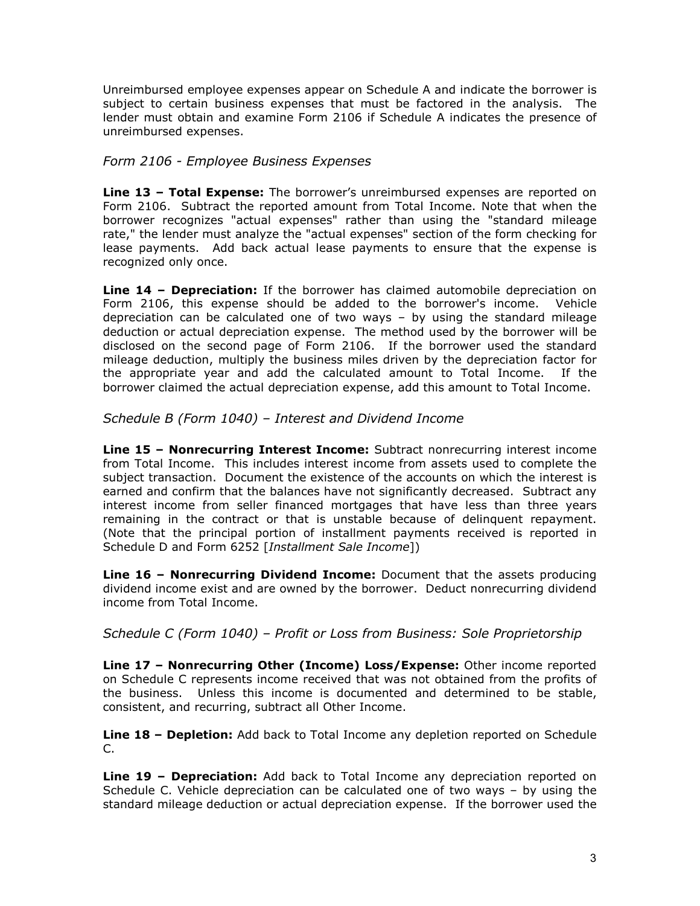Unreimbursed employee expenses appear on Schedule A and indicate the borrower is subject to certain business expenses that must be factored in the analysis. The lender must obtain and examine Form 2106 if Schedule A indicates the presence of unreimbursed expenses.

### *Form 2106 - Employee Business Expenses*

**Line 13 – Total Expense:** The borrower's unreimbursed expenses are reported on Form 2106. Subtract the reported amount from Total Income. Note that when the borrower recognizes "actual expenses" rather than using the "standard mileage rate," the lender must analyze the "actual expenses" section of the form checking for lease payments. Add back actual lease payments to ensure that the expense is recognized only once.

**Line 14 – Depreciation:** If the borrower has claimed automobile depreciation on Form 2106, this expense should be added to the borrower's income. Vehicle depreciation can be calculated one of two ways – by using the standard mileage deduction or actual depreciation expense. The method used by the borrower will be disclosed on the second page of Form 2106. If the borrower used the standard mileage deduction, multiply the business miles driven by the depreciation factor for the appropriate year and add the calculated amount to Total Income. If the borrower claimed the actual depreciation expense, add this amount to Total Income.

### *Schedule B (Form 1040) – Interest and Dividend Income*

**Line 15 – Nonrecurring Interest Income:** Subtract nonrecurring interest income from Total Income. This includes interest income from assets used to complete the subject transaction. Document the existence of the accounts on which the interest is earned and confirm that the balances have not significantly decreased. Subtract any interest income from seller financed mortgages that have less than three years remaining in the contract or that is unstable because of delinquent repayment. (Note that the principal portion of installment payments received is reported in Schedule D and Form 6252 [*Installment Sale Income*])

**Line 16 – Nonrecurring Dividend Income:** Document that the assets producing dividend income exist and are owned by the borrower. Deduct nonrecurring dividend income from Total Income.

### *Schedule C (Form 1040) – Profit or Loss from Business: Sole Proprietorship*

**Line 17 – Nonrecurring Other (Income) Loss/Expense:** Other income reported on Schedule C represents income received that was not obtained from the profits of the business. Unless this income is documented and determined to be stable, consistent, and recurring, subtract all Other Income.

**Line 18 – Depletion:** Add back to Total Income any depletion reported on Schedule C.

**Line 19 – Depreciation:** Add back to Total Income any depreciation reported on Schedule C. Vehicle depreciation can be calculated one of two ways – by using the standard mileage deduction or actual depreciation expense. If the borrower used the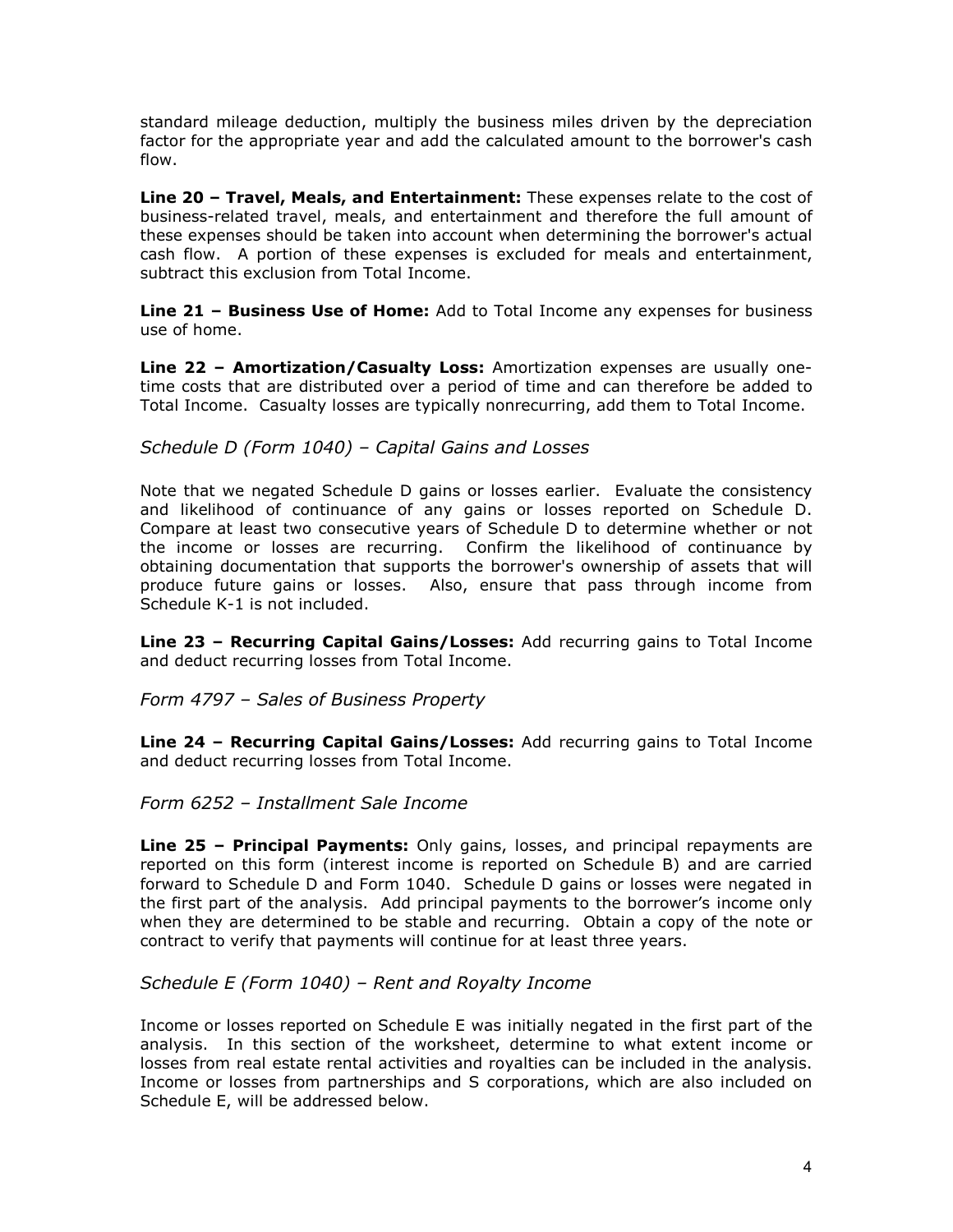standard mileage deduction, multiply the business miles driven by the depreciation factor for the appropriate year and add the calculated amount to the borrower's cash flow.

**Line 20 – Travel, Meals, and Entertainment:** These expenses relate to the cost of business-related travel, meals, and entertainment and therefore the full amount of these expenses should be taken into account when determining the borrower's actual cash flow. A portion of these expenses is excluded for meals and entertainment, subtract this exclusion from Total Income.

**Line 21 – Business Use of Home:** Add to Total Income any expenses for business use of home.

**Line 22 – Amortization/Casualty Loss:** Amortization expenses are usually one-time costs that are distributed over a period of time and can therefore be added to Total Income. Casualty losses are typically nonrecurring, add them to Total Income.

### *Schedule D (Form 1040) – Capital Gains and Losses*

Note that we negated Schedule D gains or losses earlier. Evaluate the consistency and likelihood of continuance of any gains or losses reported on Schedule D. Compare at least two consecutive years of Schedule D to determine whether or not the income or losses are recurring. Confirm the likelihood of continuance by obtaining documentation that supports the borrower's ownership of assets that will produce future gains or losses. Also, ensure that pass through income from Schedule K-1 is not included.

**Line 23 – Recurring Capital Gains/Losses:** Add recurring gains to Total Income and deduct recurring losses from Total Income.

### *Form 4797 – Sales of Business Property*

**Line 24 – Recurring Capital Gains/Losses:** Add recurring gains to Total Income and deduct recurring losses from Total Income.

### *Form 6252 – Installment Sale Income*

**Line 25 – Principal Payments:** Only gains, losses, and principal repayments are reported on this form (interest income is reported on Schedule B) and are carried forward to Schedule D and Form 1040. Schedule D gains or losses were negated in the first part of the analysis. Add principal payments to the borrower's income only when they are determined to be stable and recurring. Obtain a copy of the note or contract to verify that payments will continue for at least three years.

### *Schedule E (Form 1040) – Rent and Royalty Income*

Income or losses reported on Schedule E was initially negated in the first part of the analysis. In this section of the worksheet, determine to what extent income or losses from real estate rental activities and royalties can be included in the analysis. Income or losses from partnerships and S corporations, which are also included on Schedule E, will be addressed below.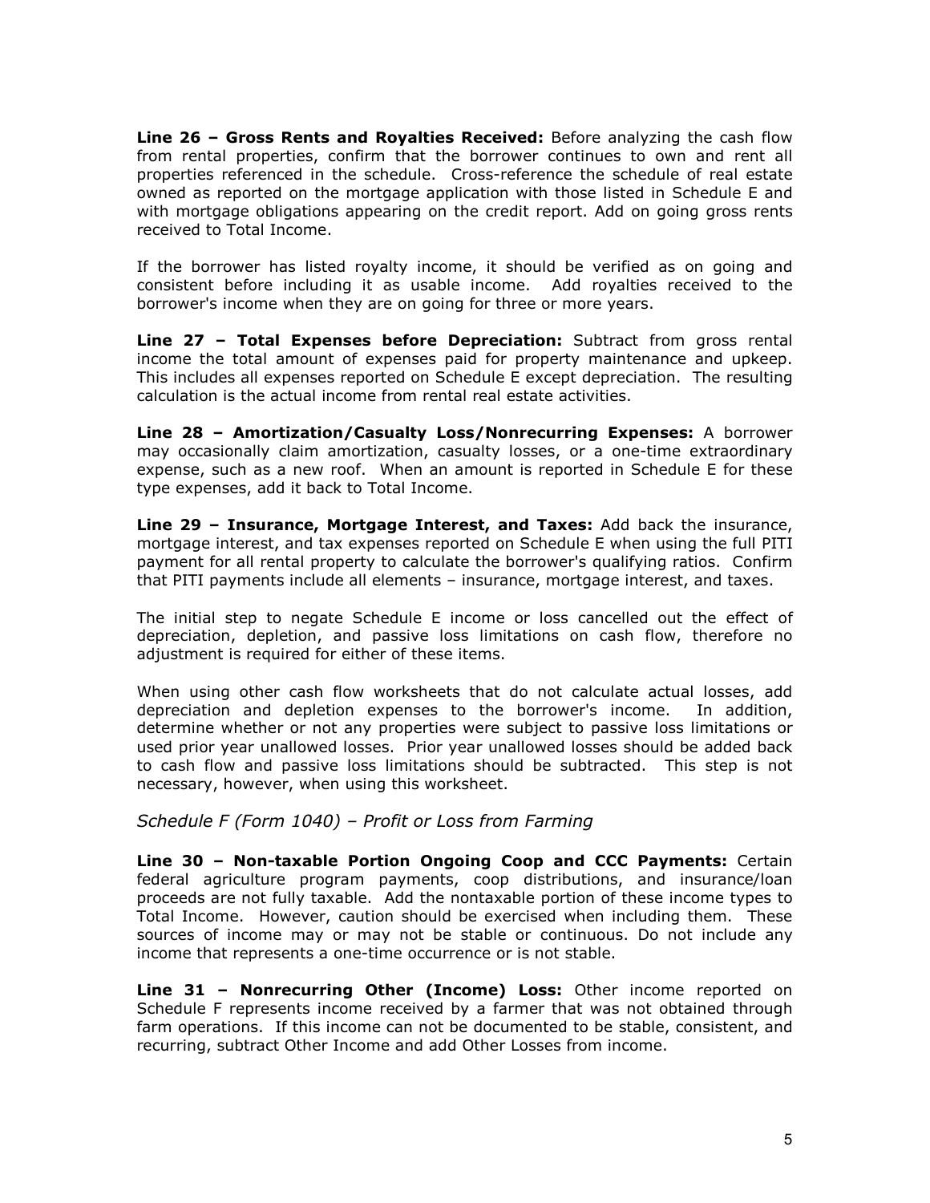**Line 26 – Gross Rents and Royalties Received:** Before analyzing the cash flow from rental properties, confirm that the borrower continues to own and rent all properties referenced in the schedule. Cross-reference the schedule of real estate owned as reported on the mortgage application with those listed in Schedule E and with mortgage obligations appearing on the credit report. Add on going gross rents received to Total Income.

If the borrower has listed royalty income, it should be verified as on going and consistent before including it as usable income. Add royalties received to the borrower's income when they are on going for three or more years.

**Line 27 – Total Expenses before Depreciation:** Subtract from gross rental income the total amount of expenses paid for property maintenance and upkeep. This includes all expenses reported on Schedule E except depreciation. The resulting calculation is the actual income from rental real estate activities.

**Line 28 – Amortization/Casualty Loss/Nonrecurring Expenses:** A borrower may occasionally claim amortization, casualty losses, or a one-time extraordinary expense, such as a new roof. When an amount is reported in Schedule E for these type expenses, add it back to Total Income.

**Line 29 – Insurance, Mortgage Interest, and Taxes:** Add back the insurance, mortgage interest, and tax expenses reported on Schedule E when using the full PITI payment for all rental property to calculate the borrower's qualifying ratios. Confirm that PITI payments include all elements – insurance, mortgage interest, and taxes.

The initial step to negate Schedule E income or loss cancelled out the effect of depreciation, depletion, and passive loss limitations on cash flow, therefore no adjustment is required for either of these items.

When using other cash flow worksheets that do not calculate actual losses, add depreciation and depletion expenses to the borrower's income. In addition, determine whether or not any properties were subject to passive loss limitations or used prior year unallowed losses. Prior year unallowed losses should be added back to cash flow and passive loss limitations should be subtracted. This step is not necessary, however, when using this worksheet.

### *Schedule F (Form 1040) – Profit or Loss from Farming*

**Line 30 – Non-taxable Portion Ongoing Coop and CCC Payments:** Certain federal agriculture program payments, coop distributions, and insurance/loan proceeds are not fully taxable. Add the nontaxable portion of these income types to Total Income. However, caution should be exercised when including them. These sources of income may or may not be stable or continuous. Do not include any income that represents a one-time occurrence or is not stable.

**Line 31 – Nonrecurring Other (Income) Loss:** Other income reported on Schedule F represents income received by a farmer that was not obtained through farm operations. If this income can not be documented to be stable, consistent, and recurring, subtract Other Income and add Other Losses from income.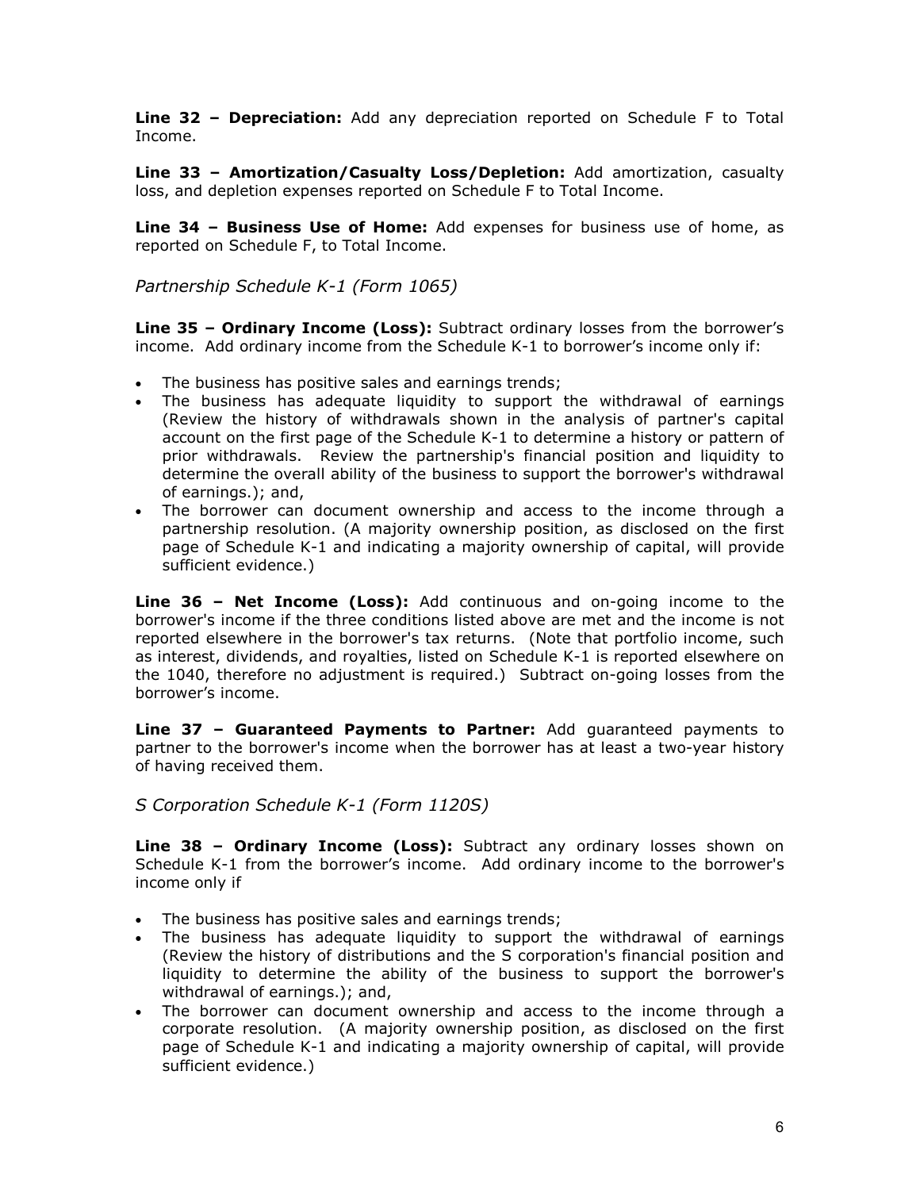**Line 32 – Depreciation:** Add any depreciation reported on Schedule F to Total Income.

**Line 33 – Amortization/Casualty Loss/Depletion:** Add amortization, casualty loss, and depletion expenses reported on Schedule F to Total Income.

**Line 34 – Business Use of Home:** Add expenses for business use of home, as reported on Schedule F, to Total Income.

*Partnership Schedule K-1 (Form 1065)*

**Line 35 – Ordinary Income (Loss):** Subtract ordinary losses from the borrower's income. Add ordinary income from the Schedule K-1 to borrower's income only if:

- The business has positive sales and earnings trends;
- The business has adequate liquidity to support the withdrawal of earnings (Review the history of withdrawals shown in the analysis of partner's capital account on the first page of the Schedule K-1 to determine a history or pattern of prior withdrawals. Review the partnership's financial position and liquidity to determine the overall ability of the business to support the borrower's withdrawal of earnings.); and,
- The borrower can document ownership and access to the income through a partnership resolution. (A majority ownership position, as disclosed on the first page of Schedule K-1 and indicating a majority ownership of capital, will provide sufficient evidence.)

**Line 36 – Net Income (Loss):** Add continuous and on-going income to the borrower's income if the three conditions listed above are met and the income is not reported elsewhere in the borrower's tax returns. (Note that portfolio income, such as interest, dividends, and royalties, listed on Schedule K-1 is reported elsewhere on the 1040, therefore no adjustment is required.) Subtract on-going losses from the borrower's income.

**Line 37 – Guaranteed Payments to Partner:** Add guaranteed payments to partner to the borrower's income when the borrower has at least a two-year history of having received them.

*S Corporation Schedule K-1 (Form 1120S)*

**Line 38 – Ordinary Income (Loss):** Subtract any ordinary losses shown on Schedule K-1 from the borrower's income. Add ordinary income to the borrower's income only if

- The business has positive sales and earnings trends;
- The business has adequate liquidity to support the withdrawal of earnings (Review the history of distributions and the S corporation's financial position and liquidity to determine the ability of the business to support the borrower's withdrawal of earnings.); and,
- The borrower can document ownership and access to the income through a corporate resolution. (A majority ownership position, as disclosed on the first page of Schedule K-1 and indicating a majority ownership of capital, will provide sufficient evidence.)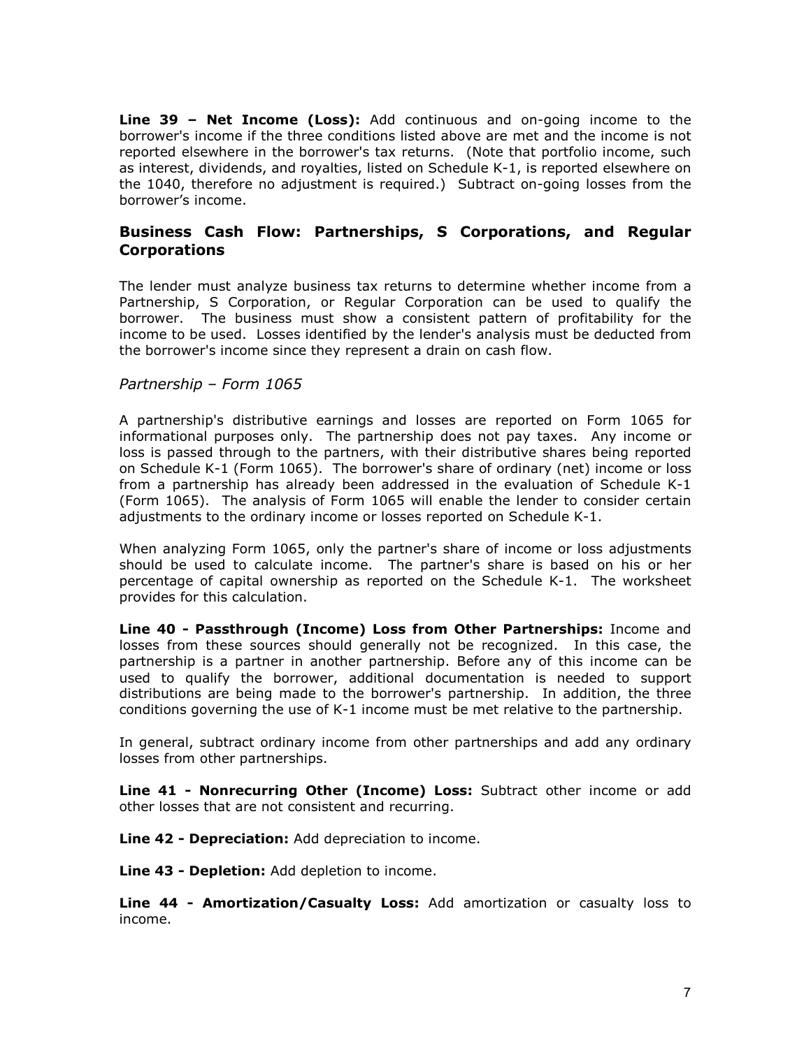**Line 39 – Net Income (Loss):** Add continuous and on-going income to the borrower's income if the three conditions listed above are met and the income is not reported elsewhere in the borrower's tax returns. (Note that portfolio income, such as interest, dividends, and royalties, listed on Schedule K-1, is reported elsewhere on the 1040, therefore no adjustment is required.) Subtract on-going losses from the borrower's income.

## Business Cash Flow: Partnerships, S Corporations, and Regular Corporations

The lender must analyze business tax returns to determine whether income from a Partnership, S Corporation, or Regular Corporation can be used to qualify the borrower. The business must show a consistent pattern of profitability for the income to be used. Losses identified by the lender's analysis must be deducted from the borrower's income since they represent a drain on cash flow.

### *Partnership – Form 1065*

A partnership's distributive earnings and losses are reported on Form 1065 for informational purposes only. The partnership does not pay taxes. Any income or loss is passed through to the partners, with their distributive shares being reported on Schedule K-1 (Form 1065). The borrower's share of ordinary (net) income or loss from a partnership has already been addressed in the evaluation of Schedule K-1 (Form 1065). The analysis of Form 1065 will enable the lender to consider certain adjustments to the ordinary income or losses reported on Schedule K-1.

When analyzing Form 1065, only the partner's share of income or loss adjustments should be used to calculate income. The partner's share is based on his or her percentage of capital ownership as reported on the Schedule K-1. The worksheet provides for this calculation.

**Line 40 - Passthrough (Income) Loss from Other Partnerships:** Income and losses from these sources should generally not be recognized. In this case, the partnership is a partner in another partnership. Before any of this income can be used to qualify the borrower, additional documentation is needed to support distributions are being made to the borrower's partnership. In addition, the three conditions governing the use of K-1 income must be met relative to the partnership.

In general, subtract ordinary income from other partnerships and add any ordinary losses from other partnerships.

**Line 41 - Nonrecurring Other (Income) Loss:** Subtract other income or add other losses that are not consistent and recurring.

**Line 42 - Depreciation:** Add depreciation to income.

**Line 43 - Depletion:** Add depletion to income.

**Line 44 - Amortization/Casualty Loss:** Add amortization or casualty loss to income.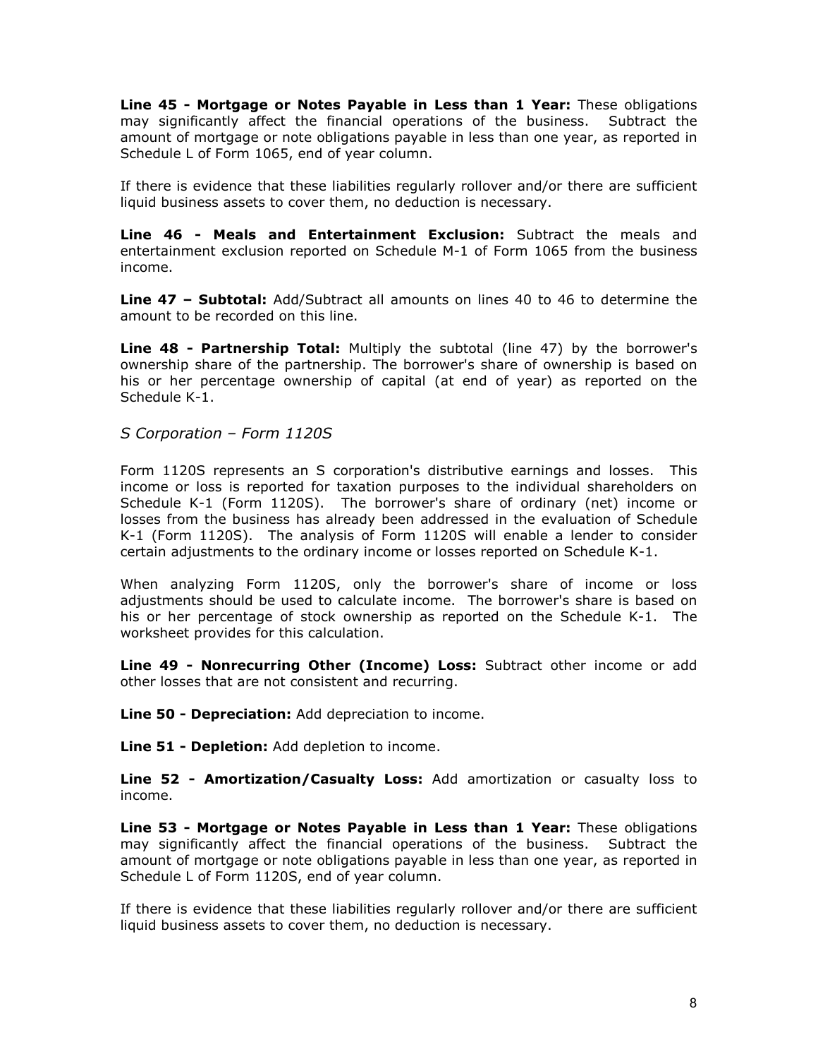**Line 45 - Mortgage or Notes Payable in Less than 1 Year:** These obligations may significantly affect the financial operations of the business. Subtract the amount of mortgage or note obligations payable in less than one year, as reported in Schedule L of Form 1065, end of year column.

If there is evidence that these liabilities regularly rollover and/or there are sufficient liquid business assets to cover them, no deduction is necessary.

**Line 46 - Meals and Entertainment Exclusion:** Subtract the meals and entertainment exclusion reported on Schedule M-1 of Form 1065 from the business income.

**Line 47 – Subtotal:** Add/Subtract all amounts on lines 40 to 46 to determine the amount to be recorded on this line.

**Line 48 - Partnership Total:** Multiply the subtotal (line 47) by the borrower's ownership share of the partnership. The borrower's share of ownership is based on his or her percentage ownership of capital (at end of year) as reported on the Schedule K-1.

### *S Corporation – Form 1120S*

Form 1120S represents an S corporation's distributive earnings and losses. This income or loss is reported for taxation purposes to the individual shareholders on Schedule K-1 (Form 1120S). The borrower's share of ordinary (net) income or losses from the business has already been addressed in the evaluation of Schedule K-1 (Form 1120S). The analysis of Form 1120S will enable a lender to consider certain adjustments to the ordinary income or losses reported on Schedule K-1.

When analyzing Form 1120S, only the borrower's share of income or loss adjustments should be used to calculate income. The borrower's share is based on his or her percentage of stock ownership as reported on the Schedule K-1. The worksheet provides for this calculation.

**Line 49 - Nonrecurring Other (Income) Loss:** Subtract other income or add other losses that are not consistent and recurring.

**Line 50 - Depreciation:** Add depreciation to income.

**Line 51 - Depletion:** Add depletion to income.

**Line 52 - Amortization/Casualty Loss:** Add amortization or casualty loss to income.

**Line 53 - Mortgage or Notes Payable in Less than 1 Year:** These obligations may significantly affect the financial operations of the business. Subtract the amount of mortgage or note obligations payable in less than one year, as reported in Schedule L of Form 1120S, end of year column.

If there is evidence that these liabilities regularly rollover and/or there are sufficient liquid business assets to cover them, no deduction is necessary.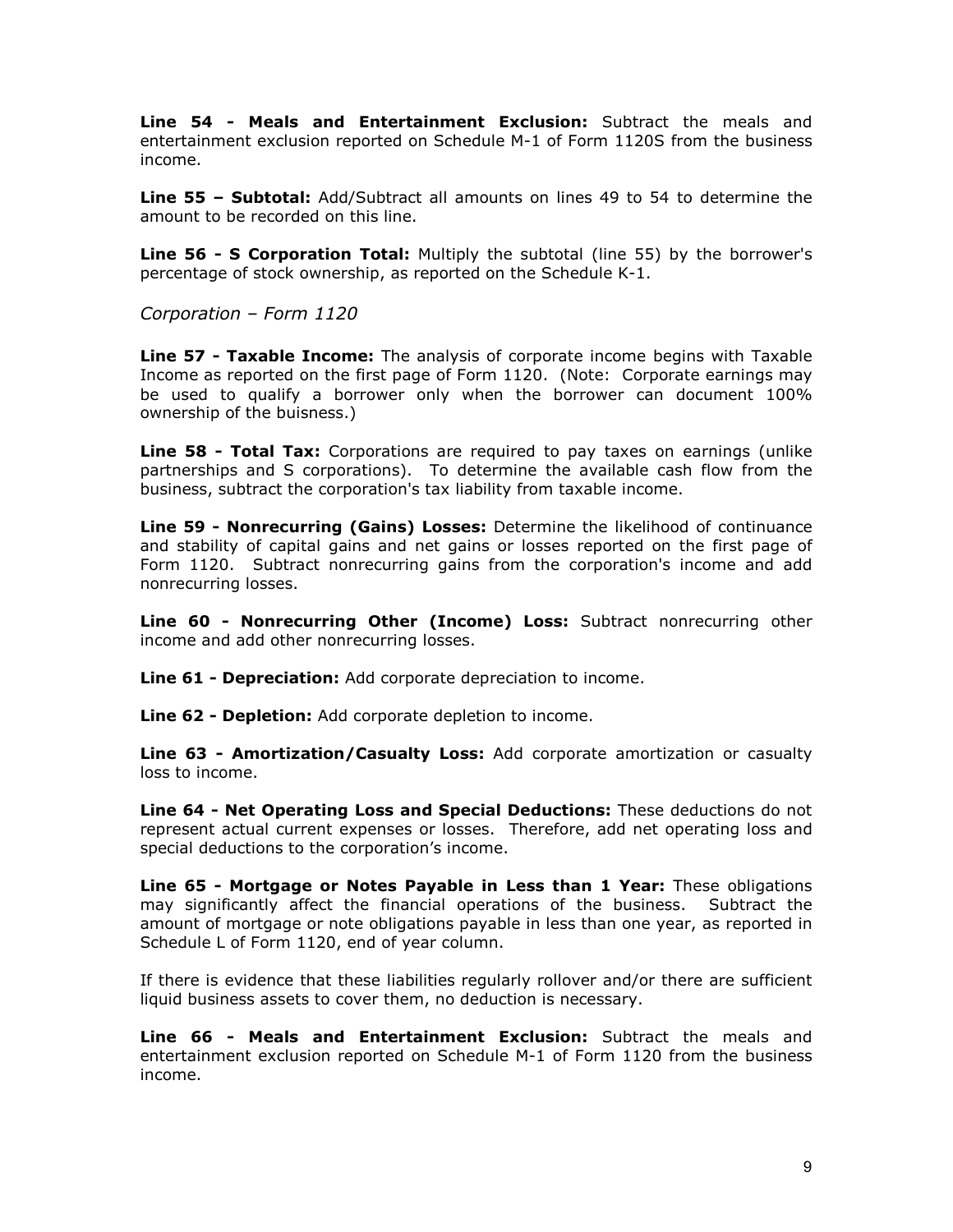**Line 54 - Meals and Entertainment Exclusion:** Subtract the meals and entertainment exclusion reported on Schedule M-1 of Form 1120S from the business income.

**Line 55 – Subtotal:** Add/Subtract all amounts on lines 49 to 54 to determine the amount to be recorded on this line.

**Line 56 - S Corporation Total:** Multiply the subtotal (line 55) by the borrower's percentage of stock ownership, as reported on the Schedule K-1.

*Corporation – Form 1120*

**Line 57 - Taxable Income:** The analysis of corporate income begins with Taxable Income as reported on the first page of Form 1120. (Note: Corporate earnings may be used to qualify a borrower only when the borrower can document 100% ownership of the buisness.)

**Line 58 - Total Tax:** Corporations are required to pay taxes on earnings (unlike partnerships and S corporations). To determine the available cash flow from the business, subtract the corporation's tax liability from taxable income.

**Line 59 - Nonrecurring (Gains) Losses:** Determine the likelihood of continuance and stability of capital gains and net gains or losses reported on the first page of Form 1120. Subtract nonrecurring gains from the corporation's income and add nonrecurring losses.

**Line 60 - Nonrecurring Other (Income) Loss:** Subtract nonrecurring other income and add other nonrecurring losses.

**Line 61 - Depreciation:** Add corporate depreciation to income.

**Line 62 - Depletion:** Add corporate depletion to income.

**Line 63 - Amortization/Casualty Loss:** Add corporate amortization or casualty loss to income.

**Line 64 - Net Operating Loss and Special Deductions:** These deductions do not represent actual current expenses or losses. Therefore, add net operating loss and special deductions to the corporation's income.

**Line 65 - Mortgage or Notes Payable in Less than 1 Year:** These obligations may significantly affect the financial operations of the business. Subtract the amount of mortgage or note obligations payable in less than one year, as reported in Schedule L of Form 1120, end of year column.

If there is evidence that these liabilities regularly rollover and/or there are sufficient liquid business assets to cover them, no deduction is necessary.

**Line 66 - Meals and Entertainment Exclusion:** Subtract the meals and entertainment exclusion reported on Schedule M-1 of Form 1120 from the business income.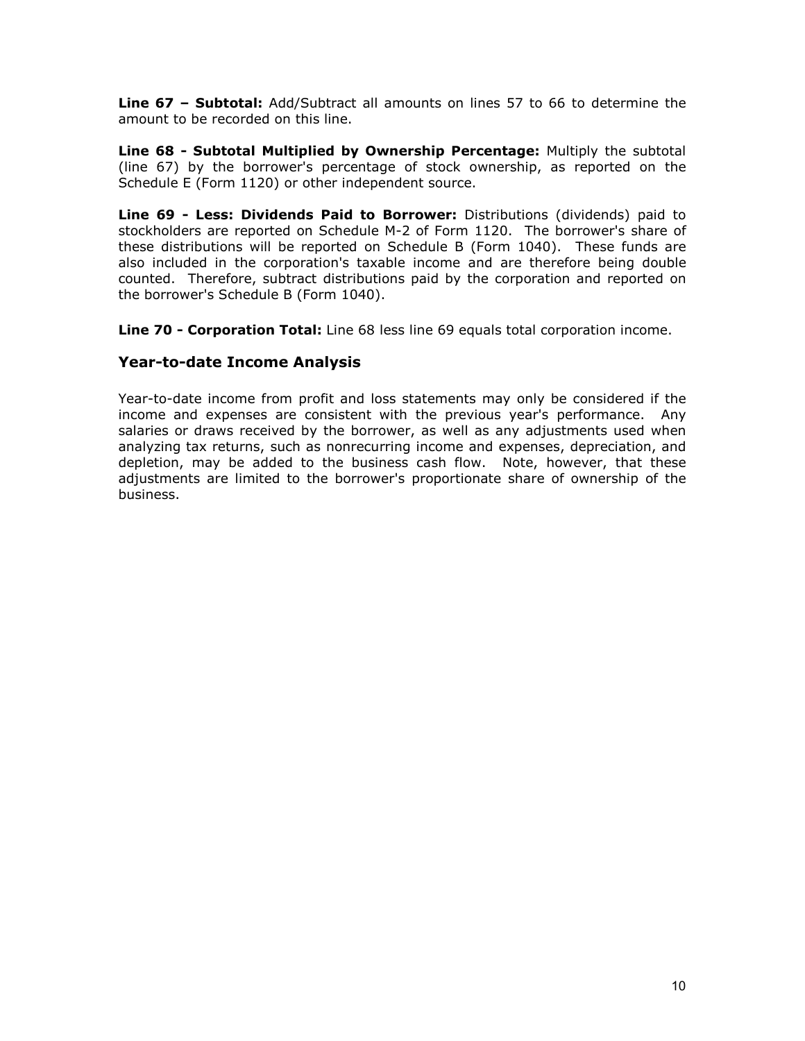**Line 67 – Subtotal:** Add/Subtract all amounts on lines 57 to 66 to determine the amount to be recorded on this line.

**Line 68 - Subtotal Multiplied by Ownership Percentage:** Multiply the subtotal (line 67) by the borrower's percentage of stock ownership, as reported on the Schedule E (Form 1120) or other independent source.

**Line 69 - Less: Dividends Paid to Borrower:** Distributions (dividends) paid to stockholders are reported on Schedule M-2 of Form 1120. The borrower's share of these distributions will be reported on Schedule B (Form 1040). These funds are also included in the corporation's taxable income and are therefore being double counted. Therefore, subtract distributions paid by the corporation and reported on the borrower's Schedule B (Form 1040).

**Line 70 - Corporation Total:** Line 68 less line 69 equals total corporation income.

## Year-to-date Income Analysis

Year-to-date income from profit and loss statements may only be considered if the income and expenses are consistent with the previous year's performance. Any salaries or draws received by the borrower, as well as any adjustments used when analyzing tax returns, such as nonrecurring income and expenses, depreciation, and depletion, may be added to the business cash flow. Note, however, that these adjustments are limited to the borrower's proportionate share of ownership of the business.